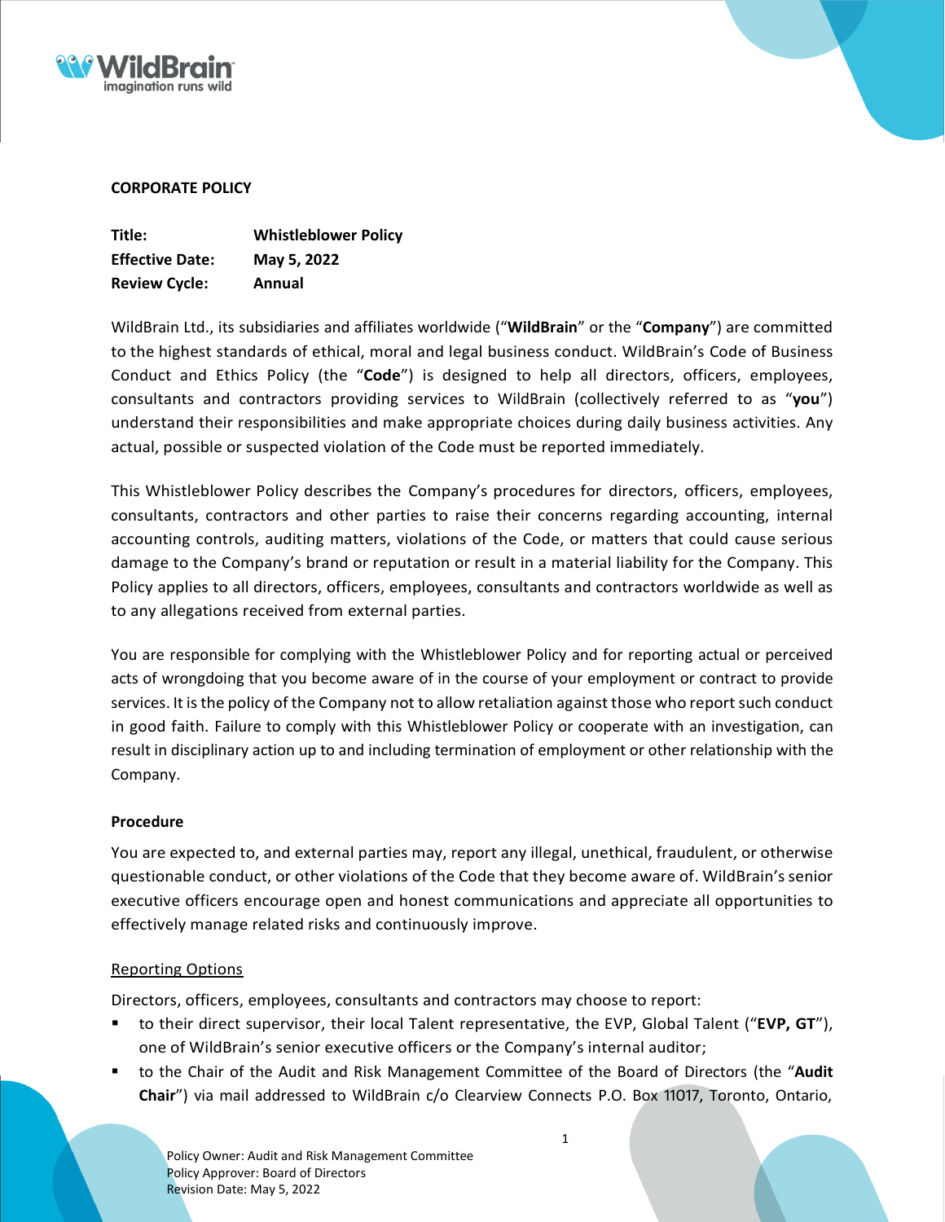**CORPORATE POLICY**

**Title:** **Whistleblower Policy**
**Effective Date:** **May 5, 2022**
**Review Cycle:** **Annual**

WildBrain Ltd., its subsidiaries and affiliates worldwide ("**WildBrain**" or the "**Company**") are committed to the highest standards of ethical, moral and legal business conduct. WildBrain's Code of Business Conduct and Ethics Policy (the "**Code**") is designed to help all directors, officers, employees, consultants and contractors providing services to WildBrain (collectively referred to as "**you**") understand their responsibilities and make appropriate choices during daily business activities. Any actual, possible or suspected violation of the Code must be reported immediately.

This Whistleblower Policy describes the Company's procedures for directors, officers, employees, consultants, contractors and other parties to raise their concerns regarding accounting, internal accounting controls, auditing matters, violations of the Code, or matters that could cause serious damage to the Company's brand or reputation or result in a material liability for the Company. This Policy applies to all directors, officers, employees, consultants and contractors worldwide as well as to any allegations received from external parties.

You are responsible for complying with the Whistleblower Policy and for reporting actual or perceived acts of wrongdoing that you become aware of in the course of your employment or contract to provide services. It is the policy of the Company not to allow retaliation against those who report such conduct in good faith. Failure to comply with this Whistleblower Policy or cooperate with an investigation, can result in disciplinary action up to and including termination of employment or other relationship with the Company.

**Procedure**

You are expected to, and external parties may, report any illegal, unethical, fraudulent, or otherwise questionable conduct, or other violations of the Code that they become aware of. WildBrain's senior executive officers encourage open and honest communications and appreciate all opportunities to effectively manage related risks and continuously improve.

<u>Reporting Options</u>

Directors, officers, employees, consultants and contractors may choose to report:

- to their direct supervisor, their local Talent representative, the EVP, Global Talent ("**EVP, GT**"), one of WildBrain's senior executive officers or the Company's internal auditor;
- to the Chair of the Audit and Risk Management Committee of the Board of Directors (the "**Audit Chair**") via mail addressed to WildBrain c/o Clearview Connects P.O. Box 11017, Toronto, Ontario,

Policy Owner: Audit and Risk Management Committee
Policy Approver: Board of Directors
Revision Date: May 5, 2022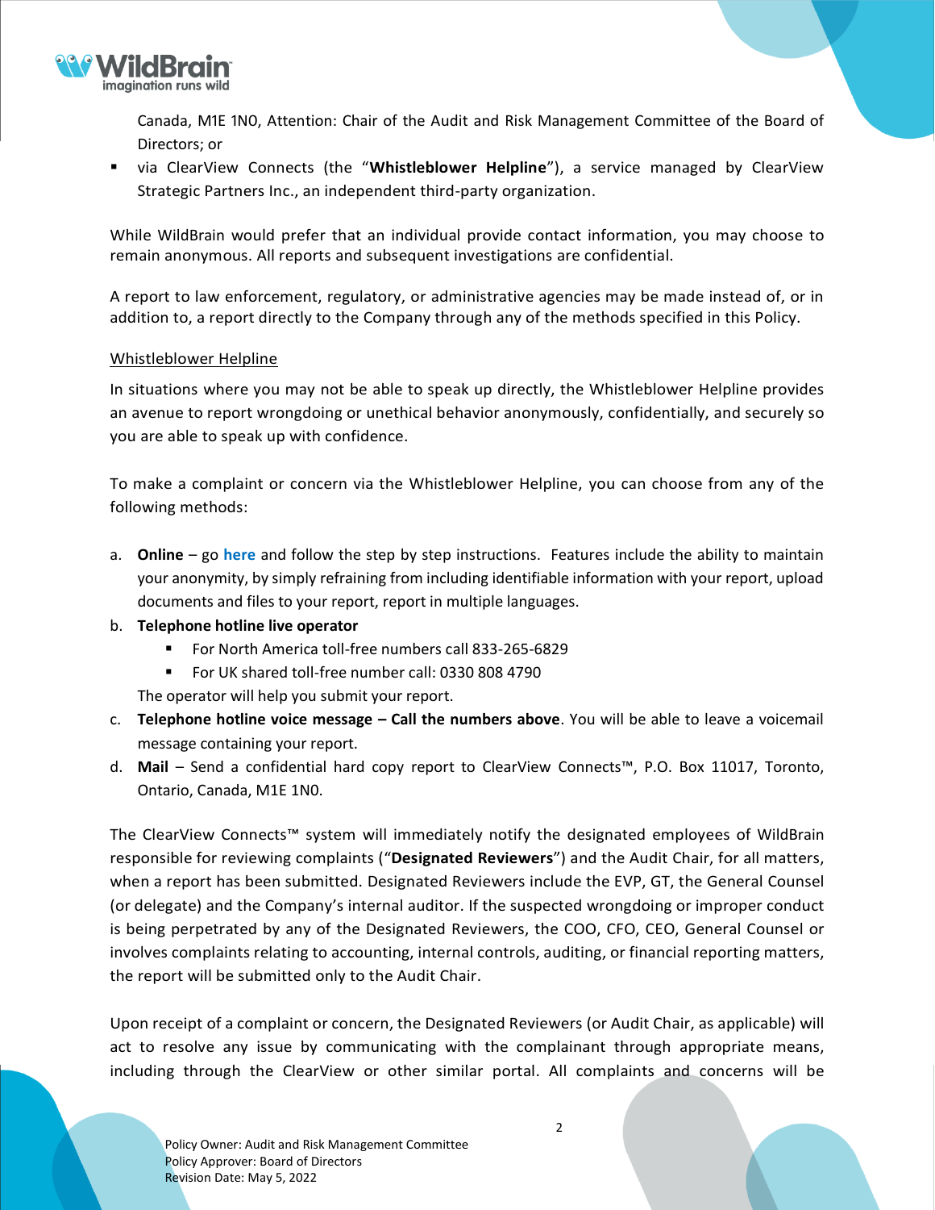Canada, M1E 1N0, Attention: Chair of the Audit and Risk Management Committee of the Board of Directors; or

- via ClearView Connects (the "**Whistleblower Helpline**"), a service managed by ClearView Strategic Partners Inc., an independent third-party organization.

While WildBrain would prefer that an individual provide contact information, you may choose to remain anonymous. All reports and subsequent investigations are confidential.

A report to law enforcement, regulatory, or administrative agencies may be made instead of, or in addition to, a report directly to the Company through any of the methods specified in this Policy.

Whistleblower Helpline

In situations where you may not be able to speak up directly, the Whistleblower Helpline provides an avenue to report wrongdoing or unethical behavior anonymously, confidentially, and securely so you are able to speak up with confidence.

To make a complaint or concern via the Whistleblower Helpline, you can choose from any of the following methods:

a. **Online** – go **here** and follow the step by step instructions. Features include the ability to maintain your anonymity, by simply refraining from including identifiable information with your report, upload documents and files to your report, report in multiple languages.
b. **Telephone hotline live operator**
   - For North America toll-free numbers call 833-265-6829
   - For UK shared toll-free number call: 0330 808 4790

   The operator will help you submit your report.
c. **Telephone hotline voice message – Call the numbers above**. You will be able to leave a voicemail message containing your report.
d. **Mail** – Send a confidential hard copy report to ClearView Connects™, P.O. Box 11017, Toronto, Ontario, Canada, M1E 1N0.

The ClearView Connects™ system will immediately notify the designated employees of WildBrain responsible for reviewing complaints ("**Designated Reviewers**") and the Audit Chair, for all matters, when a report has been submitted. Designated Reviewers include the EVP, GT, the General Counsel (or delegate) and the Company's internal auditor. If the suspected wrongdoing or improper conduct is being perpetrated by any of the Designated Reviewers, the COO, CFO, CEO, General Counsel or involves complaints relating to accounting, internal controls, auditing, or financial reporting matters, the report will be submitted only to the Audit Chair.

Upon receipt of a complaint or concern, the Designated Reviewers (or Audit Chair, as applicable) will act to resolve any issue by communicating with the complainant through appropriate means, including through the ClearView or other similar portal. All complaints and concerns will be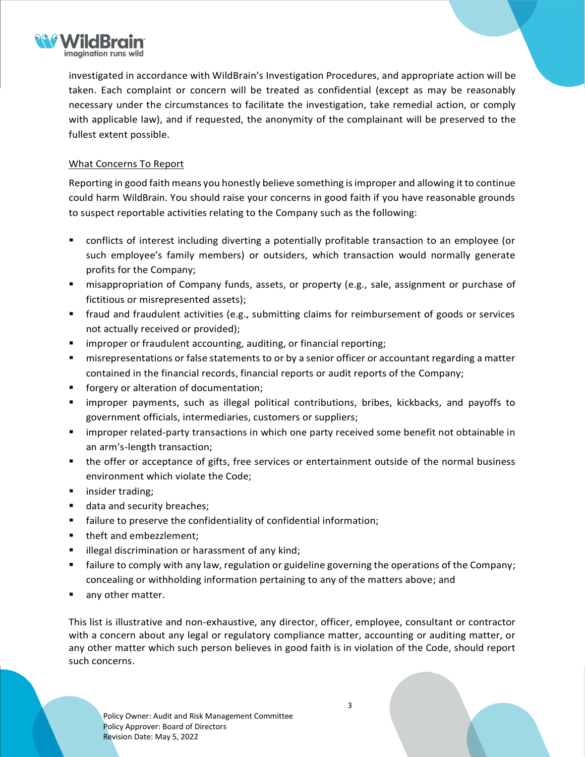investigated in accordance with WildBrain's Investigation Procedures, and appropriate action will be taken. Each complaint or concern will be treated as confidential (except as may be reasonably necessary under the circumstances to facilitate the investigation, take remedial action, or comply with applicable law), and if requested, the anonymity of the complainant will be preserved to the fullest extent possible.

<u>What Concerns To Report</u>

Reporting in good faith means you honestly believe something is improper and allowing it to continue could harm WildBrain. You should raise your concerns in good faith if you have reasonable grounds to suspect reportable activities relating to the Company such as the following:

- conflicts of interest including diverting a potentially profitable transaction to an employee (or such employee's family members) or outsiders, which transaction would normally generate profits for the Company;
- misappropriation of Company funds, assets, or property (e.g., sale, assignment or purchase of fictitious or misrepresented assets);
- fraud and fraudulent activities (e.g., submitting claims for reimbursement of goods or services not actually received or provided);
- improper or fraudulent accounting, auditing, or financial reporting;
- misrepresentations or false statements to or by a senior officer or accountant regarding a matter contained in the financial records, financial reports or audit reports of the Company;
- forgery or alteration of documentation;
- improper payments, such as illegal political contributions, bribes, kickbacks, and payoffs to government officials, intermediaries, customers or suppliers;
- improper related-party transactions in which one party received some benefit not obtainable in an arm's-length transaction;
- the offer or acceptance of gifts, free services or entertainment outside of the normal business environment which violate the Code;
- insider trading;
- data and security breaches;
- failure to preserve the confidentiality of confidential information;
- theft and embezzlement;
- illegal discrimination or harassment of any kind;
- failure to comply with any law, regulation or guideline governing the operations of the Company; concealing or withholding information pertaining to any of the matters above; and
- any other matter.

This list is illustrative and non-exhaustive, any director, officer, employee, consultant or contractor with a concern about any legal or regulatory compliance matter, accounting or auditing matter, or any other matter which such person believes in good faith is in violation of the Code, should report such concerns.

Policy Owner: Audit and Risk Management Committee
Policy Approver: Board of Directors
Revision Date: May 5, 2022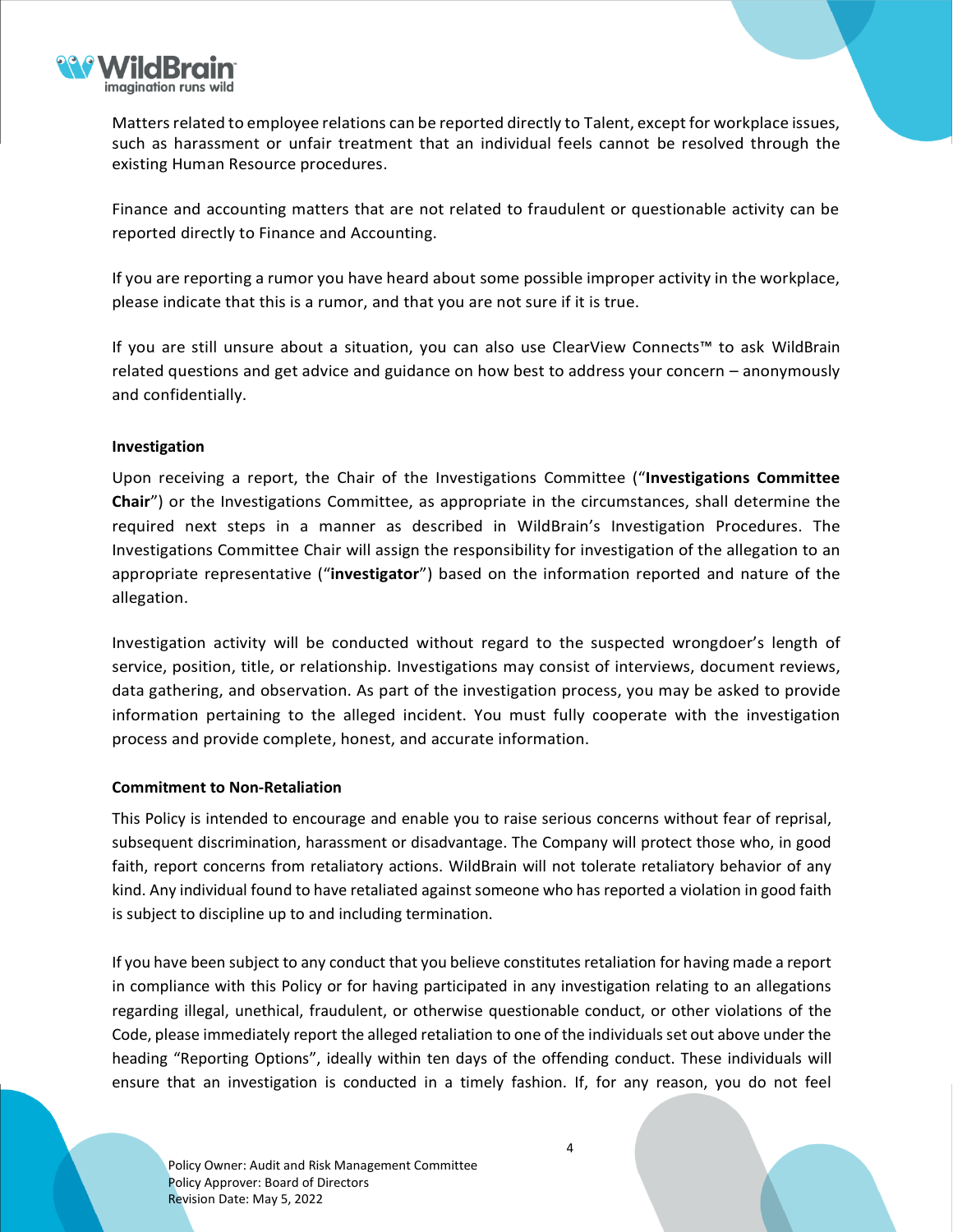Matters related to employee relations can be reported directly to Talent, except for workplace issues, such as harassment or unfair treatment that an individual feels cannot be resolved through the existing Human Resource procedures.

Finance and accounting matters that are not related to fraudulent or questionable activity can be reported directly to Finance and Accounting.

If you are reporting a rumor you have heard about some possible improper activity in the workplace, please indicate that this is a rumor, and that you are not sure if it is true.

If you are still unsure about a situation, you can also use ClearView Connects™ to ask WildBrain related questions and get advice and guidance on how best to address your concern – anonymously and confidentially.

**Investigation**

Upon receiving a report, the Chair of the Investigations Committee ("**Investigations Committee Chair**") or the Investigations Committee, as appropriate in the circumstances, shall determine the required next steps in a manner as described in WildBrain's Investigation Procedures. The Investigations Committee Chair will assign the responsibility for investigation of the allegation to an appropriate representative ("**investigator**") based on the information reported and nature of the allegation.

Investigation activity will be conducted without regard to the suspected wrongdoer's length of service, position, title, or relationship. Investigations may consist of interviews, document reviews, data gathering, and observation. As part of the investigation process, you may be asked to provide information pertaining to the alleged incident. You must fully cooperate with the investigation process and provide complete, honest, and accurate information.

**Commitment to Non-Retaliation**

This Policy is intended to encourage and enable you to raise serious concerns without fear of reprisal, subsequent discrimination, harassment or disadvantage. The Company will protect those who, in good faith, report concerns from retaliatory actions. WildBrain will not tolerate retaliatory behavior of any kind. Any individual found to have retaliated against someone who has reported a violation in good faith is subject to discipline up to and including termination.

If you have been subject to any conduct that you believe constitutes retaliation for having made a report in compliance with this Policy or for having participated in any investigation relating to an allegations regarding illegal, unethical, fraudulent, or otherwise questionable conduct, or other violations of the Code, please immediately report the alleged retaliation to one of the individuals set out above under the heading "Reporting Options", ideally within ten days of the offending conduct. These individuals will ensure that an investigation is conducted in a timely fashion. If, for any reason, you do not feel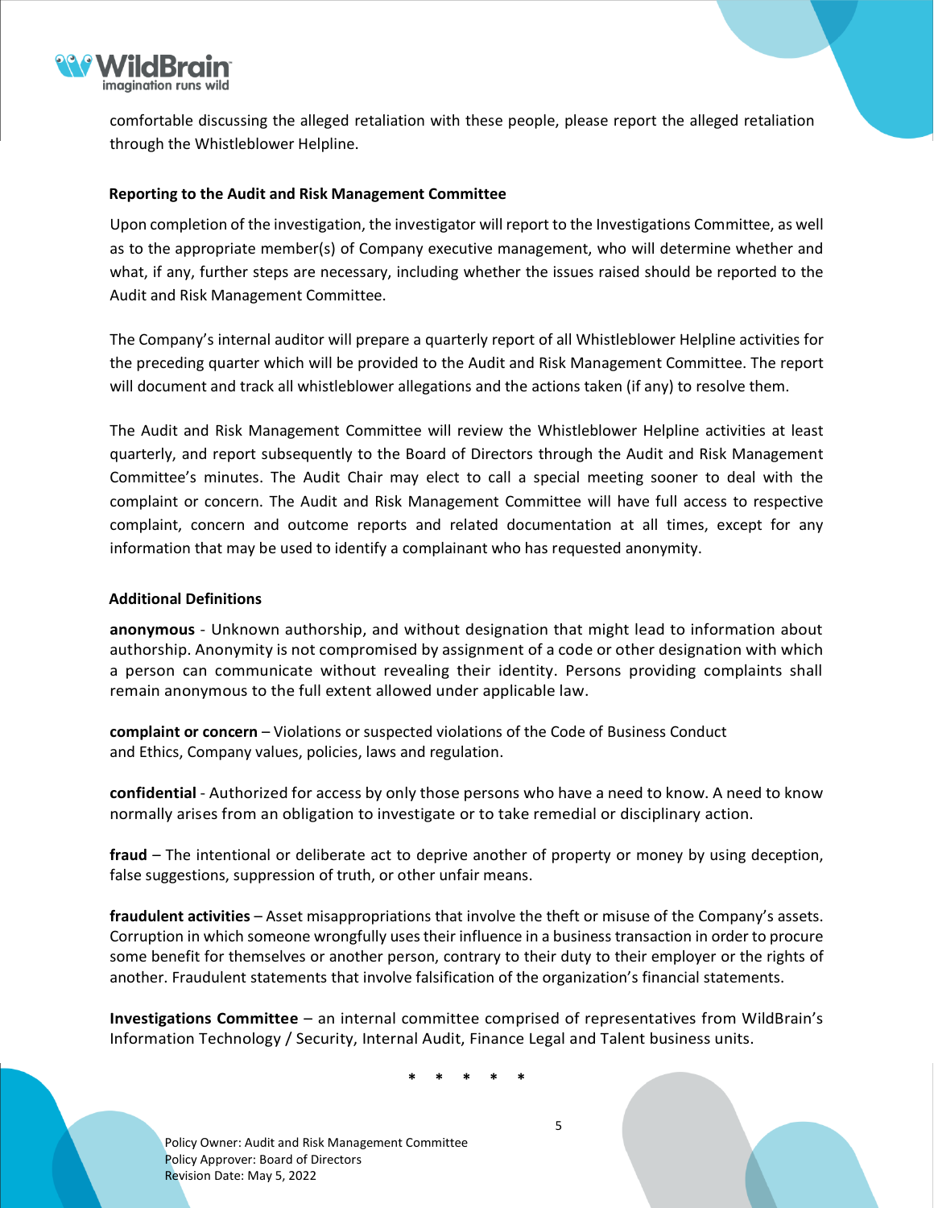comfortable discussing the alleged retaliation with these people, please report the alleged retaliation through the Whistleblower Helpline.

**Reporting to the Audit and Risk Management Committee**

Upon completion of the investigation, the investigator will report to the Investigations Committee, as well as to the appropriate member(s) of Company executive management, who will determine whether and what, if any, further steps are necessary, including whether the issues raised should be reported to the Audit and Risk Management Committee.

The Company's internal auditor will prepare a quarterly report of all Whistleblower Helpline activities for the preceding quarter which will be provided to the Audit and Risk Management Committee. The report will document and track all whistleblower allegations and the actions taken (if any) to resolve them.

The Audit and Risk Management Committee will review the Whistleblower Helpline activities at least quarterly, and report subsequently to the Board of Directors through the Audit and Risk Management Committee's minutes. The Audit Chair may elect to call a special meeting sooner to deal with the complaint or concern. The Audit and Risk Management Committee will have full access to respective complaint, concern and outcome reports and related documentation at all times, except for any information that may be used to identify a complainant who has requested anonymity.

**Additional Definitions**

**anonymous** - Unknown authorship, and without designation that might lead to information about authorship. Anonymity is not compromised by assignment of a code or other designation with which a person can communicate without revealing their identity. Persons providing complaints shall remain anonymous to the full extent allowed under applicable law.

**complaint or concern** – Violations or suspected violations of the Code of Business Conduct and Ethics, Company values, policies, laws and regulation.

**confidential** - Authorized for access by only those persons who have a need to know. A need to know normally arises from an obligation to investigate or to take remedial or disciplinary action.

**fraud** – The intentional or deliberate act to deprive another of property or money by using deception, false suggestions, suppression of truth, or other unfair means.

**fraudulent activities** – Asset misappropriations that involve the theft or misuse of the Company's assets. Corruption in which someone wrongfully uses their influence in a business transaction in order to procure some benefit for themselves or another person, contrary to their duty to their employer or the rights of another. Fraudulent statements that involve falsification of the organization's financial statements.

**Investigations Committee** – an internal committee comprised of representatives from WildBrain's Information Technology / Security, Internal Audit, Finance Legal and Talent business units.

\* \* \* \* \*

Policy Owner: Audit and Risk Management Committee
Policy Approver: Board of Directors
Revision Date: May 5, 2022